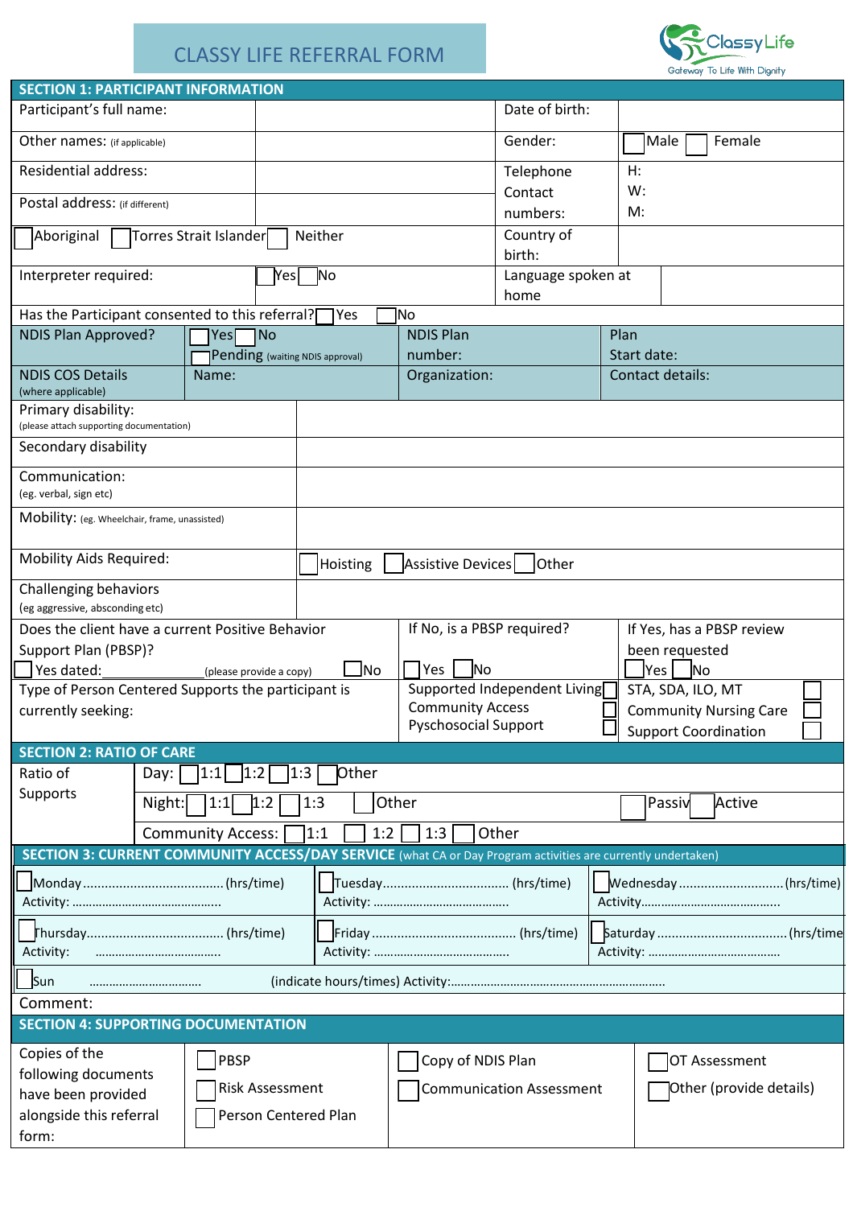# CLASSY LIFE REFERRAL FORM

ClassyLife
Gateway To Life With Dignity

## SECTION 1: PARTICIPANT INFORMATION

| | | | |
|---|---|---|---|
| Participant's full name: | | Date of birth: | |
| Other names: (if applicable) | | Gender: | ☐ Male ☐ Female |
| Residential address: | | Telephone Contact numbers: | H: W: M: |
| Postal address: (if different) | | | |
| ☐ Aboriginal ☐ Torres Strait Islander ☐ Neither | | Country of birth: | |
| Interpreter required: | ☐ Yes ☐ No | Language spoken at home | |
| Has the Participant consented to this referral? ☐ Yes ☐ No | | | |

| | | | |
|---|---|---|---|
| NDIS Plan Approved? | ☐ Yes ☐ No ☐ Pending (waiting NDIS approval) | NDIS Plan number: | Plan Start date: |
| NDIS COS Details (where applicable) | Name: | Organization: | Contact details: |

| | |
|---|---|
| Primary disability: (please attach supporting documentation) | |
| Secondary disability | |
| Communication: (eg. verbal, sign etc) | |
| Mobility: (eg. Wheelchair, frame, unassisted) | |
| Mobility Aids Required: | ☐ Hoisting ☐ Assistive Devices ☐ Other |
| Challenging behaviors (eg aggressive, absconding etc) | |

| | | |
|---|---|---|
| Does the client have a current Positive Behavior Support Plan (PBSP)? ☐ Yes dated:____________ (please provide a copy) ☐ No | If No, is a PBSP required? ☐ Yes ☐ No | If Yes, has a PBSP review been requested ☐ Yes ☐ No |
| Type of Person Centered Supports the participant is currently seeking: | Supported Independent Living ☐ Community Access ☐ Pyschosocial Support ☐ | STA, SDA, ILO, MT ☐ Community Nursing Care ☐ Support Coordination ☐ |

## SECTION 2: RATIO OF CARE

| | |
|---|---|
| Ratio of Supports | Day: ☐ 1:1 ☐ 1:2 ☐ 1:3 ☐ Other |
| | Night: ☐ 1:1 ☐ 1:2 ☐ 1:3 ☐ Other ☐ Passiv ☐ Active |
| | Community Access: ☐ 1:1 ☐ 1:2 ☐ 1:3 ☐ Other |

## SECTION 3: CURRENT COMMUNITY ACCESS/DAY SERVICE (what CA or Day Program activities are currently undertaken)

| | | |
|---|---|---|
| ☐ Monday...................................(hrs/time) Activity: ........................................... | ☐ Tuesday.................................. (hrs/time) Activity: ....................................... | ☐ Wednesday............................(hrs/time) Activity......................................... |
| ☐ Thursday....................................(hrs/time) Activity: ..................................... | ☐ Friday...................................... (hrs/time) Activity: ....................................... | ☐ Saturday..................................(hrs/time Activity: ....................................... |
| ☐ Sun ................................. (indicate hours/times) Activity:............................................................... | | |

Comment:

## SECTION 4: SUPPORTING DOCUMENTATION

| | | | |
|---|---|---|---|
| Copies of the following documents have been provided alongside this referral form: | ☐ PBSP<br>☐ Risk Assessment<br>☐ Person Centered Plan | ☐ Copy of NDIS Plan<br>☐ Communication Assessment | ☐ OT Assessment<br>☐ Other (provide details) |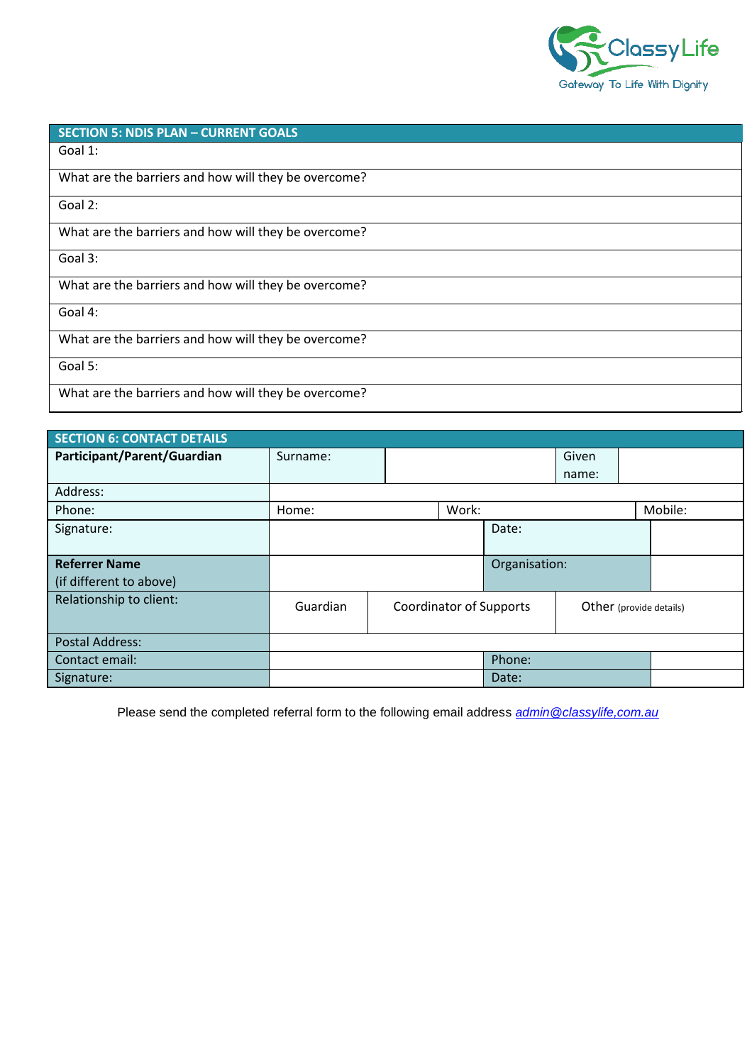| SECTION 5: NDIS PLAN – CURRENT GOALS |
|---|
| Goal 1: |
| What are the barriers and how will they be overcome? |
| Goal 2: |
| What are the barriers and how will they be overcome? |
| Goal 3: |
| What are the barriers and how will they be overcome? |
| Goal 4: |
| What are the barriers and how will they be overcome? |
| Goal 5: |
| What are the barriers and how will they be overcome? |

| SECTION 6: CONTACT DETAILS | | | | | |
|---|---|---|---|---|---|
| **Participant/Parent/Guardian** | Surname: | | Given name: | | |
| Address: | | | | | |
| Phone: | Home: | Work: | | Mobile: | |
| Signature: | | | Date: | | |
| **Referrer Name** (if different to above) | | | Organisation: | | |
| Relationship to client: | Guardian | Coordinator of Supports | Other (provide details) | | |
| Postal Address: | | | | | |
| Contact email: | | | Phone: | | |
| Signature: | | | Date: | | |

Please send the completed referral form to the following email address *admin@classylife,com.au*